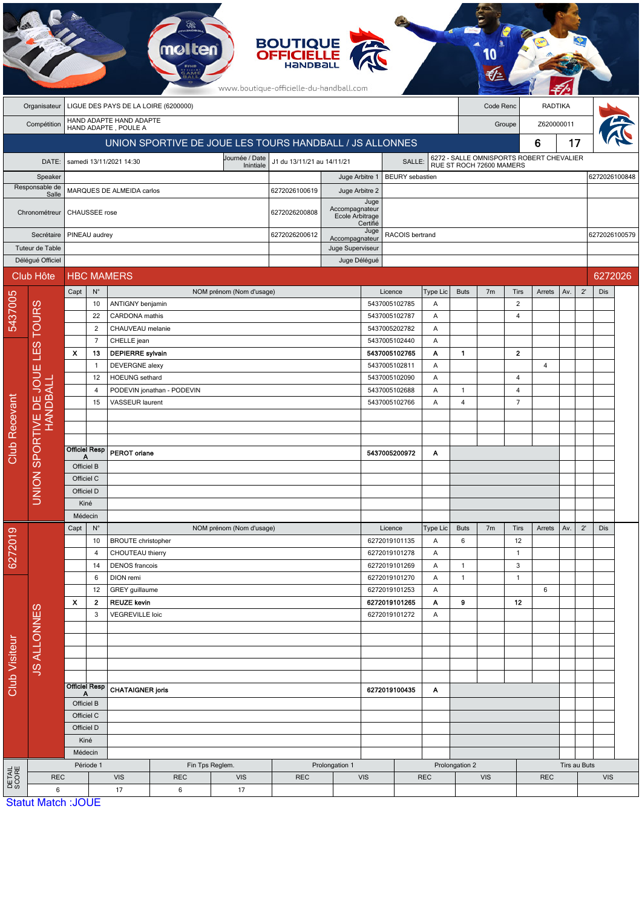BOUTIQUE OFFICIELLE HANDBALL

www.boutique-officielle-du-handball.com

| Organisateur | LIGUE DES PAYS DE LA LOIRE (6200000) | Code Renc | RADTIKA |
|---|---|---|---|
| Compétition | HAND ADAPTE HAND ADAPTE HAND ADAPTE , POULE A | Groupe | Z620000011 |

## UNION SPORTIVE DE JOUE LES TOURS HANDBALL / JS ALLONNES — 6 / 17

| DATE: | samedi 13/11/2021 14:30 | Journée / Date Inintiale | J1 du 13/11/21 au 14/11/21 | SALLE: | 6272 - SALLE OMNISPORTS ROBERT CHEVALIER RUE ST ROCH 72600 MAMERS |
|---|---|---|---|---|---|

| Rôle | Nom | Licence | Rôle | Nom | Licence |
|---|---|---|---|---|---|
| Speaker | | | Juge Arbitre 1 | BEURY sebastien | 6272026100848 |
| Responsable de Salle | MARQUES DE ALMEIDA carlos | 6272026100619 | Juge Arbitre 2 | | |
| Chronométreur | CHAUSSEE rose | 6272026200808 | Juge Accompagnateur Ecole Arbitrage Certifié | | |
| Secrétaire | PINEAU audrey | 6272026200612 | Juge Accompagnateur | RACOIS bertrand | 6272026100579 |
| Tuteur de Table | | | Juge Superviseur | | |
| Délégué Officiel | | | Juge Délégué | | |

### Club Hôte: HBC MAMERS — 6272026

### Club Recevant: UNION SPORTIVE DE JOUE LES TOURS HANDBALL (5437005)

| Capt | N° | NOM prénom (Nom d'usage) | Licence | Type Lic | Buts | 7m | Tirs | Arrets | Av. | 2' | Dis |
|---|---|---|---|---|---|---|---|---|---|---|---|
| | 10 | ANTIGNY benjamin | 5437005102785 | A | | | 2 | | | | |
| | 22 | CARDONA mathis | 5437005102787 | A | | | 4 | | | | |
| | 2 | CHAUVEAU melanie | 5437005202782 | A | | | | | | | |
| | 7 | CHELLE jean | 5437005102440 | A | | | | | | | |
| **X** | **13** | **DEPIERRE sylvain** | **5437005102765** | **A** | **1** | | **2** | | | | |
| | 1 | DEVERGNE alexy | 5437005102811 | A | | | | 4 | | | |
| | 12 | HOEUNG sethard | 5437005102090 | A | | | 4 | | | | |
| | 4 | PODEVIN jonathan - PODEVIN | 5437005102688 | A | 1 | | 4 | | | | |
| | 15 | VASSEUR laurent | 5437005102766 | A | 4 | | 7 | | | | |
| Officiel Resp A | | **PEROT oriane** | **5437005200972** | **A** | | | | | | | |
| Officiel B | | | | | | | | | | | |
| Officiel C | | | | | | | | | | | |
| Officiel D | | | | | | | | | | | |
| Kiné | | | | | | | | | | | |
| Médecin | | | | | | | | | | | |

### Club Visiteur: JS ALLONNES (6272019)

| Capt | N° | NOM prénom (Nom d'usage) | Licence | Type Lic | Buts | 7m | Tirs | Arrets | Av. | 2' | Dis |
|---|---|---|---|---|---|---|---|---|---|---|---|
| | 10 | BROUTE christopher | 6272019101135 | A | 6 | | 12 | | | | |
| | 4 | CHOUTEAU thierry | 6272019101278 | A | | | 1 | | | | |
| | 14 | DENOS francois | 6272019101269 | A | 1 | | 3 | | | | |
| | 6 | DION remi | 6272019101270 | A | 1 | | 1 | | | | |
| | 12 | GREY guillaume | 6272019101253 | A | | | | 6 | | | |
| **X** | **2** | **REUZE kevin** | **6272019101265** | **A** | **9** | | **12** | | | | |
| | 3 | VEGREVILLE loic | 6272019101272 | A | | | | | | | |
| Officiel Resp A | | **CHATAIGNER joris** | **6272019100435** | **A** | | | | | | | |
| Officiel B | | | | | | | | | | | |
| Officiel C | | | | | | | | | | | |
| Officiel D | | | | | | | | | | | |
| Kiné | | | | | | | | | | | |
| Médecin | | | | | | | | | | | |

### DETAIL SCORE

| Période 1 | | Fin Tps Reglem. | | Prolongation 1 | | Prolongation 2 | | Tirs au Buts | |
|---|---|---|---|---|---|---|---|---|---|
| REC | VIS | REC | VIS | REC | VIS | REC | VIS | REC | VIS |
| 6 | 17 | 6 | 17 | | | | | | |

Statut Match :JOUE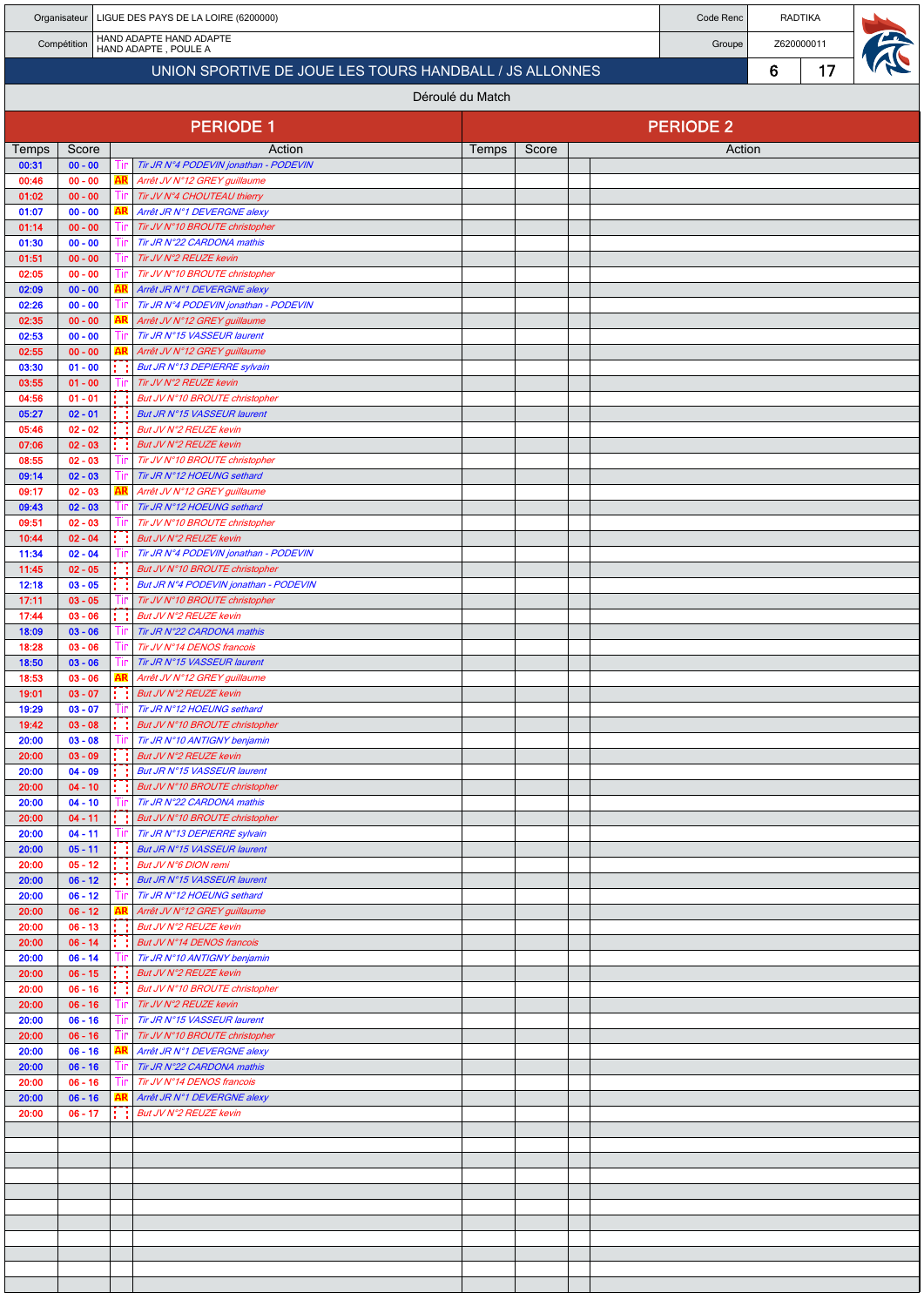| Organisateur | LIGUE DES PAYS DE LA LOIRE (6200000) | Code Renc | RADTIKA |
|---|---|---|---|
| Compétition | HAND ADAPTE HAND ADAPTE HAND ADAPTE , POULE A | Groupe | Z620000011 |

## UNION SPORTIVE DE JOUE LES TOURS HANDBALL / JS ALLONNES — 6 / 17

Déroulé du Match

| PERIODE 1 | | | | PERIODE 2 | | | |
|---|---|---|---|---|---|---|---|
| Temps | Score | | Action | Temps | Score | | Action |
| 00:31 | 00 - 00 | Tir | Tir JR N°4 PODEVIN jonathan - PODEVIN | | | | |
| 00:46 | 00 - 00 | AR | Arrêt JV N°12 GREY guillaume | | | | |
| 01:02 | 00 - 00 | Tir | Tir JV N°4 CHOUTEAU thierry | | | | |
| 01:07 | 00 - 00 | AR | Arrêt JR N°1 DEVERGNE alexy | | | | |
| 01:14 | 00 - 00 | Tir | Tir JV N°10 BROUTE christopher | | | | |
| 01:30 | 00 - 00 | Tir | Tir JR N°22 CARDONA mathis | | | | |
| 01:51 | 00 - 00 | Tir | Tir JV N°2 REUZE kevin | | | | |
| 02:05 | 00 - 00 | Tir | Tir JV N°10 BROUTE christopher | | | | |
| 02:09 | 00 - 00 | AR | Arrêt JR N°1 DEVERGNE alexy | | | | |
| 02:26 | 00 - 00 | Tir | Tir JR N°4 PODEVIN jonathan - PODEVIN | | | | |
| 02:35 | 00 - 00 | AR | Arrêt JV N°12 GREY guillaume | | | | |
| 02:53 | 00 - 00 | Tir | Tir JR N°15 VASSEUR laurent | | | | |
| 02:55 | 00 - 00 | AR | Arrêt JV N°12 GREY guillaume | | | | |
| 03:30 | 01 - 00 | | But JR N°13 DEPIERRE sylvain | | | | |
| 03:55 | 01 - 00 | Tir | Tir JV N°2 REUZE kevin | | | | |
| 04:56 | 01 - 01 | | But JV N°10 BROUTE christopher | | | | |
| 05:27 | 02 - 01 | | But JR N°15 VASSEUR laurent | | | | |
| 05:46 | 02 - 02 | | But JV N°2 REUZE kevin | | | | |
| 07:06 | 02 - 03 | | But JV N°2 REUZE kevin | | | | |
| 08:55 | 02 - 03 | Tir | Tir JV N°10 BROUTE christopher | | | | |
| 09:14 | 02 - 03 | Tir | Tir JR N°12 HOEUNG sethard | | | | |
| 09:17 | 02 - 03 | AR | Arrêt JV N°12 GREY guillaume | | | | |
| 09:43 | 02 - 03 | Tir | Tir JR N°12 HOEUNG sethard | | | | |
| 09:51 | 02 - 03 | Tir | Tir JV N°10 BROUTE christopher | | | | |
| 10:44 | 02 - 04 | | But JV N°2 REUZE kevin | | | | |
| 11:34 | 02 - 04 | Tir | Tir JR N°4 PODEVIN jonathan - PODEVIN | | | | |
| 11:45 | 02 - 05 | | But JV N°10 BROUTE christopher | | | | |
| 12:18 | 03 - 05 | | But JR N°4 PODEVIN jonathan - PODEVIN | | | | |
| 17:11 | 03 - 05 | Tir | Tir JV N°10 BROUTE christopher | | | | |
| 17:44 | 03 - 06 | | But JV N°2 REUZE kevin | | | | |
| 18:09 | 03 - 06 | Tir | Tir JR N°22 CARDONA mathis | | | | |
| 18:28 | 03 - 06 | Tir | Tir JV N°14 DENOS francois | | | | |
| 18:50 | 03 - 06 | Tir | Tir JR N°15 VASSEUR laurent | | | | |
| 18:53 | 03 - 06 | AR | Arrêt JV N°12 GREY guillaume | | | | |
| 19:01 | 03 - 07 | | But JV N°2 REUZE kevin | | | | |
| 19:29 | 03 - 07 | Tir | Tir JR N°12 HOEUNG sethard | | | | |
| 19:42 | 03 - 08 | | But JV N°10 BROUTE christopher | | | | |
| 20:00 | 03 - 08 | Tir | Tir JR N°10 ANTIGNY benjamin | | | | |
| 20:00 | 03 - 09 | | But JV N°2 REUZE kevin | | | | |
| 20:00 | 04 - 09 | | But JR N°15 VASSEUR laurent | | | | |
| 20:00 | 04 - 10 | | But JV N°10 BROUTE christopher | | | | |
| 20:00 | 04 - 10 | Tir | Tir JR N°22 CARDONA mathis | | | | |
| 20:00 | 04 - 11 | | But JV N°10 BROUTE christopher | | | | |
| 20:00 | 04 - 11 | Tir | Tir JR N°13 DEPIERRE sylvain | | | | |
| 20:00 | 05 - 11 | | But JR N°15 VASSEUR laurent | | | | |
| 20:00 | 05 - 12 | | But JV N°6 DION remi | | | | |
| 20:00 | 06 - 12 | | But JR N°15 VASSEUR laurent | | | | |
| 20:00 | 06 - 12 | Tir | Tir JR N°12 HOEUNG sethard | | | | |
| 20:00 | 06 - 12 | AR | Arrêt JV N°12 GREY guillaume | | | | |
| 20:00 | 06 - 13 | | But JV N°2 REUZE kevin | | | | |
| 20:00 | 06 - 14 | | But JV N°14 DENOS francois | | | | |
| 20:00 | 06 - 14 | Tir | Tir JR N°10 ANTIGNY benjamin | | | | |
| 20:00 | 06 - 15 | | But JV N°2 REUZE kevin | | | | |
| 20:00 | 06 - 16 | | But JV N°10 BROUTE christopher | | | | |
| 20:00 | 06 - 16 | Tir | Tir JV N°2 REUZE kevin | | | | |
| 20:00 | 06 - 16 | Tir | Tir JR N°15 VASSEUR laurent | | | | |
| 20:00 | 06 - 16 | Tir | Tir JV N°10 BROUTE christopher | | | | |
| 20:00 | 06 - 16 | AR | Arrêt JR N°1 DEVERGNE alexy | | | | |
| 20:00 | 06 - 16 | Tir | Tir JR N°22 CARDONA mathis | | | | |
| 20:00 | 06 - 16 | Tir | Tir JV N°14 DENOS francois | | | | |
| 20:00 | 06 - 16 | AR | Arrêt JR N°1 DEVERGNE alexy | | | | |
| 20:00 | 06 - 17 | | But JV N°2 REUZE kevin | | | | |